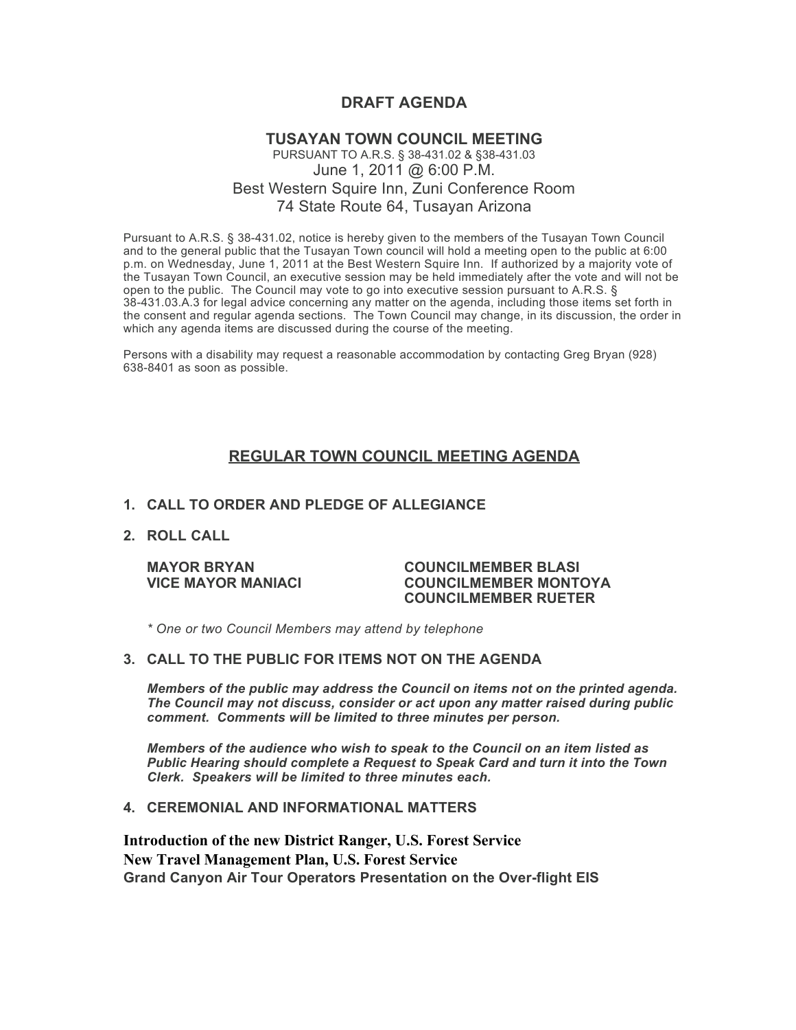# DRAFT AGENDA

## TUSAYAN TOWN COUNCIL MEETING

PURSUANT TO A.R.S. § 38-431.02 & §38-431.03

June 1, 2011 @ 6:00 P.M.

Best Western Squire Inn, Zuni Conference Room

74 State Route 64, Tusayan Arizona

Pursuant to A.R.S. § 38-431.02, notice is hereby given to the members of the Tusayan Town Council and to the general public that the Tusayan Town council will hold a meeting open to the public at 6:00 p.m. on Wednesday, June 1, 2011 at the Best Western Squire Inn. If authorized by a majority vote of the Tusayan Town Council, an executive session may be held immediately after the vote and will not be open to the public. The Council may vote to go into executive session pursuant to A.R.S. § 38-431.03.A.3 for legal advice concerning any matter on the agenda, including those items set forth in the consent and regular agenda sections. The Town Council may change, in its discussion, the order in which any agenda items are discussed during the course of the meeting.

Persons with a disability may request a reasonable accommodation by contacting Greg Bryan (928) 638-8401 as soon as possible.

## REGULAR TOWN COUNCIL MEETING AGENDA

**1. CALL TO ORDER AND PLEDGE OF ALLEGIANCE**

**2. ROLL CALL**

**MAYOR BRYAN**
**VICE MAYOR MANIACI**
**COUNCILMEMBER BLASI**
**COUNCILMEMBER MONTOYA**
**COUNCILMEMBER RUETER**

*\* One or two Council Members may attend by telephone*

**3. CALL TO THE PUBLIC FOR ITEMS NOT ON THE AGENDA**

***Members of the public may address the Council on items not on the printed agenda. The Council may not discuss, consider or act upon any matter raised during public comment. Comments will be limited to three minutes per person.***

***Members of the audience who wish to speak to the Council on an item listed as Public Hearing should complete a Request to Speak Card and turn it into the Town Clerk. Speakers will be limited to three minutes each.***

**4. CEREMONIAL AND INFORMATIONAL MATTERS**

**Introduction of the new District Ranger, U.S. Forest Service**
**New Travel Management Plan, U.S. Forest Service**
**Grand Canyon Air Tour Operators Presentation on the Over-flight EIS**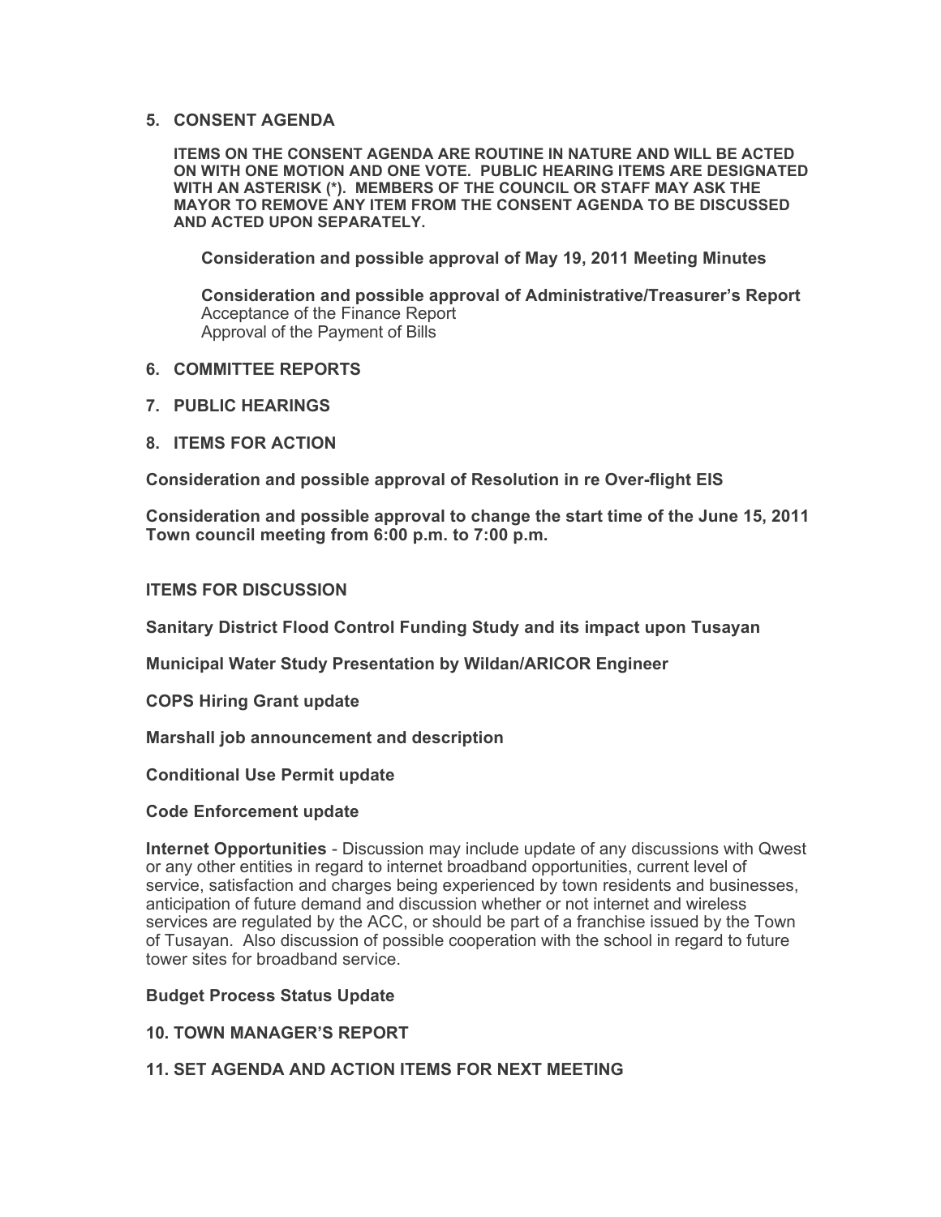## 5. CONSENT AGENDA

**ITEMS ON THE CONSENT AGENDA ARE ROUTINE IN NATURE AND WILL BE ACTED ON WITH ONE MOTION AND ONE VOTE. PUBLIC HEARING ITEMS ARE DESIGNATED WITH AN ASTERISK (*). MEMBERS OF THE COUNCIL OR STAFF MAY ASK THE MAYOR TO REMOVE ANY ITEM FROM THE CONSENT AGENDA TO BE DISCUSSED AND ACTED UPON SEPARATELY.**

**Consideration and possible approval of May 19, 2011 Meeting Minutes**

**Consideration and possible approval of Administrative/Treasurer's Report**
Acceptance of the Finance Report
Approval of the Payment of Bills

## 6. COMMITTEE REPORTS

## 7. PUBLIC HEARINGS

## 8. ITEMS FOR ACTION

**Consideration and possible approval of Resolution in re Over-flight EIS**

**Consideration and possible approval to change the start time of the June 15, 2011 Town council meeting from 6:00 p.m. to 7:00 p.m.**

## ITEMS FOR DISCUSSION

**Sanitary District Flood Control Funding Study and its impact upon Tusayan**

**Municipal Water Study Presentation by Wildan/ARICOR Engineer**

**COPS Hiring Grant update**

**Marshall job announcement and description**

**Conditional Use Permit update**

**Code Enforcement update**

**Internet Opportunities** - Discussion may include update of any discussions with Qwest or any other entities in regard to internet broadband opportunities, current level of service, satisfaction and charges being experienced by town residents and businesses, anticipation of future demand and discussion whether or not internet and wireless services are regulated by the ACC, or should be part of a franchise issued by the Town of Tusayan. Also discussion of possible cooperation with the school in regard to future tower sites for broadband service.

**Budget Process Status Update**

## 10. TOWN MANAGER'S REPORT

## 11. SET AGENDA AND ACTION ITEMS FOR NEXT MEETING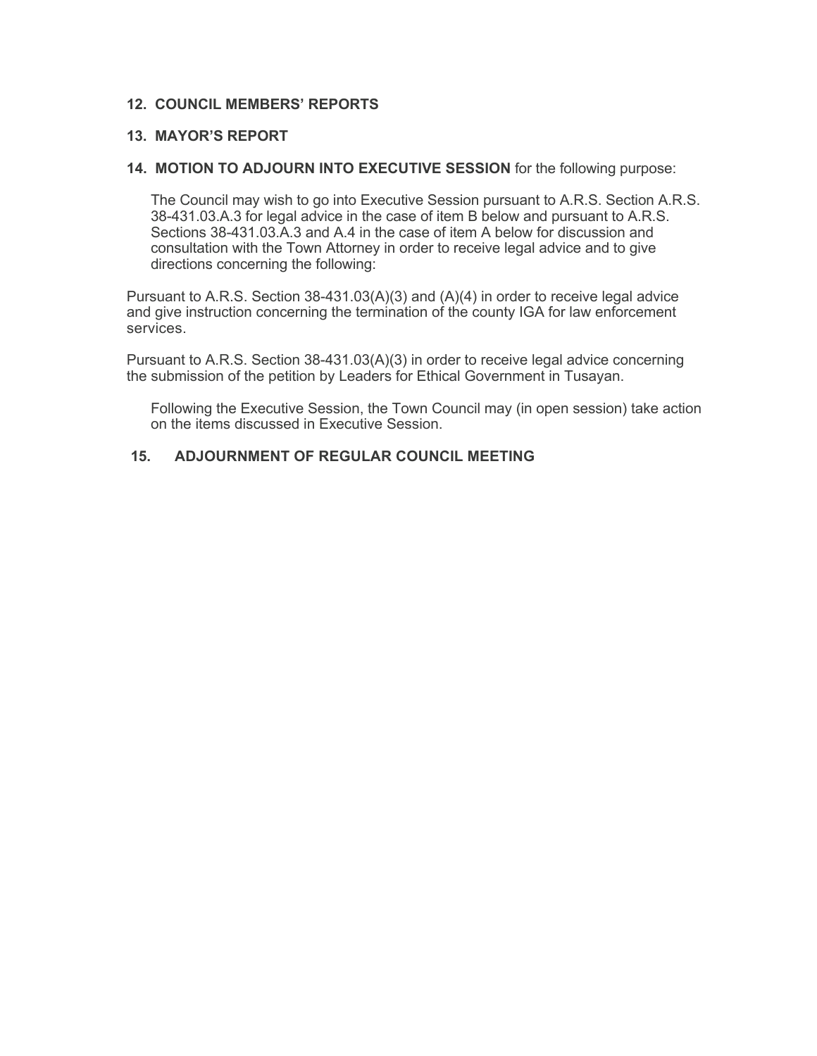**12. COUNCIL MEMBERS' REPORTS**

**13. MAYOR'S REPORT**

**14. MOTION TO ADJOURN INTO EXECUTIVE SESSION** for the following purpose:

The Council may wish to go into Executive Session pursuant to A.R.S. Section A.R.S. 38-431.03.A.3 for legal advice in the case of item B below and pursuant to A.R.S. Sections 38-431.03.A.3 and A.4 in the case of item A below for discussion and consultation with the Town Attorney in order to receive legal advice and to give directions concerning the following:

Pursuant to A.R.S. Section 38-431.03(A)(3) and (A)(4) in order to receive legal advice and give instruction concerning the termination of the county IGA for law enforcement services.

Pursuant to A.R.S. Section 38-431.03(A)(3) in order to receive legal advice concerning the submission of the petition by Leaders for Ethical Government in Tusayan.

Following the Executive Session, the Town Council may (in open session) take action on the items discussed in Executive Session.

**15. ADJOURNMENT OF REGULAR COUNCIL MEETING**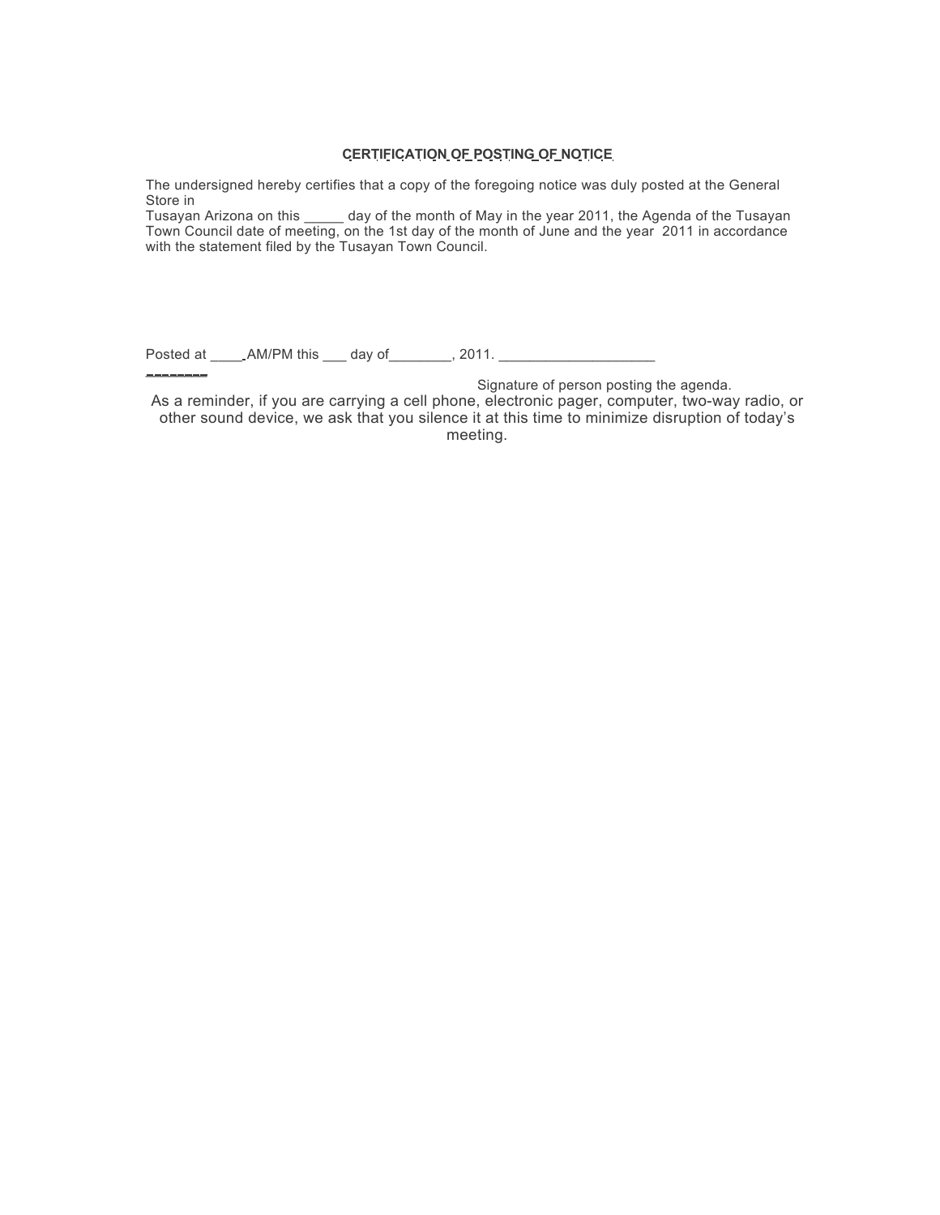## CERTIFICATION OF POSTING OF NOTICE

The undersigned hereby certifies that a copy of the foregoing notice was duly posted at the General Store in
Tusayan Arizona on this _____ day of the month of May in the year 2011, the Agenda of the Tusayan Town Council date of meeting, on the 1st day of the month of June and the year 2011 in accordance with the statement filed by the Tusayan Town Council.

Posted at ____ AM/PM this ___ day of________, 2011. ____________________

Signature of person posting the agenda.

As a reminder, if you are carrying a cell phone, electronic pager, computer, two-way radio, or other sound device, we ask that you silence it at this time to minimize disruption of today's meeting.